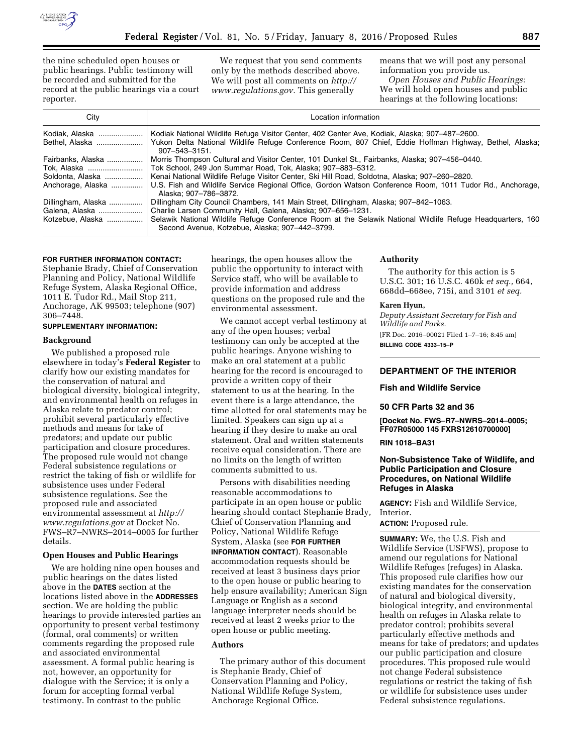the nine scheduled open houses or public hearings. Public testimony will be recorded and submitted for the record at the public hearings via a court reporter.

We request that you send comments only by the methods described above. We will post all comments on *http://www.regulations.gov.* This generally means that we will post any personal information you provide us.

*Open Houses and Public Hearings:* We will hold open houses and public hearings at the following locations:

| City | Location information |
| --- | --- |
| Kodiak, Alaska | Kodiak National Wildlife Refuge Visitor Center, 402 Center Ave, Kodiak, Alaska; 907–487–2600. |
| Bethel, Alaska | Yukon Delta National Wildlife Refuge Conference Room, 807 Chief, Eddie Hoffman Highway, Bethel, Alaska; 907–543–3151. |
| Fairbanks, Alaska | Morris Thompson Cultural and Visitor Center, 101 Dunkel St., Fairbanks, Alaska; 907–456–0440. |
| Tok, Alaska | Tok School, 249 Jon Summar Road, Tok, Alaska; 907–883–5312. |
| Soldonta, Alaska | Kenai National Wildlife Refuge Visitor Center, Ski Hill Road, Soldotna, Alaska; 907–260–2820. |
| Anchorage, Alaska | U.S. Fish and Wildlife Service Regional Office, Gordon Watson Conference Room, 1011 Tudor Rd., Anchorage, Alaska; 907–786–3872. |
| Dillingham, Alaska | Dillingham City Council Chambers, 141 Main Street, Dillingham, Alaska; 907–842–1063. |
| Galena, Alaska | Charlie Larsen Community Hall, Galena, Alaska; 907–656–1231. |
| Kotzebue, Alaska | Selawik National Wildlife Refuge Conference Room at the Selawik National Wildlife Refuge Headquarters, 160 Second Avenue, Kotzebue, Alaska; 907–442–3799. |

**FOR FURTHER INFORMATION CONTACT:** Stephanie Brady, Chief of Conservation Planning and Policy, National Wildlife Refuge System, Alaska Regional Office, 1011 E. Tudor Rd., Mail Stop 211, Anchorage, AK 99503; telephone (907) 306–7448.

**SUPPLEMENTARY INFORMATION:**

## Background

We published a proposed rule elsewhere in today's **Federal Register** to clarify how our existing mandates for the conservation of natural and biological diversity, biological integrity, and environmental health on refuges in Alaska relate to predator control; prohibit several particularly effective methods and means for take of predators; and update our public participation and closure procedures. The proposed rule would not change Federal subsistence regulations or restrict the taking of fish or wildlife for subsistence uses under Federal subsistence regulations. See the proposed rule and associated environmental assessment at *http://www.regulations.gov* at Docket No. FWS–R7–NWRS–2014–0005 for further details.

## Open Houses and Public Hearings

We are holding nine open houses and public hearings on the dates listed above in the **DATES** section at the locations listed above in the **ADDRESSES** section. We are holding the public hearings to provide interested parties an opportunity to present verbal testimony (formal, oral comments) or written comments regarding the proposed rule and associated environmental assessment. A formal public hearing is not, however, an opportunity for dialogue with the Service; it is only a forum for accepting formal verbal testimony. In contrast to the public hearings, the open houses allow the public the opportunity to interact with Service staff, who will be available to provide information and address questions on the proposed rule and the environmental assessment.

We cannot accept verbal testimony at any of the open houses; verbal testimony can only be accepted at the public hearings. Anyone wishing to make an oral statement at a public hearing for the record is encouraged to provide a written copy of their statement to us at the hearing. In the event there is a large attendance, the time allotted for oral statements may be limited. Speakers can sign up at a hearing if they desire to make an oral statement. Oral and written statements receive equal consideration. There are no limits on the length of written comments submitted to us.

Persons with disabilities needing reasonable accommodations to participate in an open house or public hearing should contact Stephanie Brady, Chief of Conservation Planning and Policy, National Wildlife Refuge System, Alaska (see **FOR FURTHER INFORMATION CONTACT**). Reasonable accommodation requests should be received at least 3 business days prior to the open house or public hearing to help ensure availability; American Sign Language or English as a second language interpreter needs should be received at least 2 weeks prior to the open house or public meeting.

## Authors

The primary author of this document is Stephanie Brady, Chief of Conservation Planning and Policy, National Wildlife Refuge System, Anchorage Regional Office.

## Authority

The authority for this action is 5 U.S.C. 301; 16 U.S.C. 460k *et seq.,* 664, 668dd–668ee, 715i, and 3101 *et seq.*

**Karen Hyun,**

*Deputy Assistant Secretary for Fish and Wildlife and Parks.*

[FR Doc. 2016–00021 Filed 1–7–16; 8:45 am]

**BILLING CODE 4333–15–P**

---

# DEPARTMENT OF THE INTERIOR

## Fish and Wildlife Service

### 50 CFR Parts 32 and 36

**[Docket No. FWS–R7–NWRS–2014–0005; FF07R05000 145 FXRS12610700000]**

**RIN 1018–BA31**

## Non-Subsistence Take of Wildlife, and Public Participation and Closure Procedures, on National Wildlife Refuges in Alaska

**AGENCY:** Fish and Wildlife Service, Interior.

**ACTION:** Proposed rule.

**SUMMARY:** We, the U.S. Fish and Wildlife Service (USFWS), propose to amend our regulations for National Wildlife Refuges (refuges) in Alaska. This proposed rule clarifies how our existing mandates for the conservation of natural and biological diversity, biological integrity, and environmental health on refuges in Alaska relate to predator control; prohibits several particularly effective methods and means for take of predators; and updates our public participation and closure procedures. This proposed rule would not change Federal subsistence regulations or restrict the taking of fish or wildlife for subsistence uses under Federal subsistence regulations.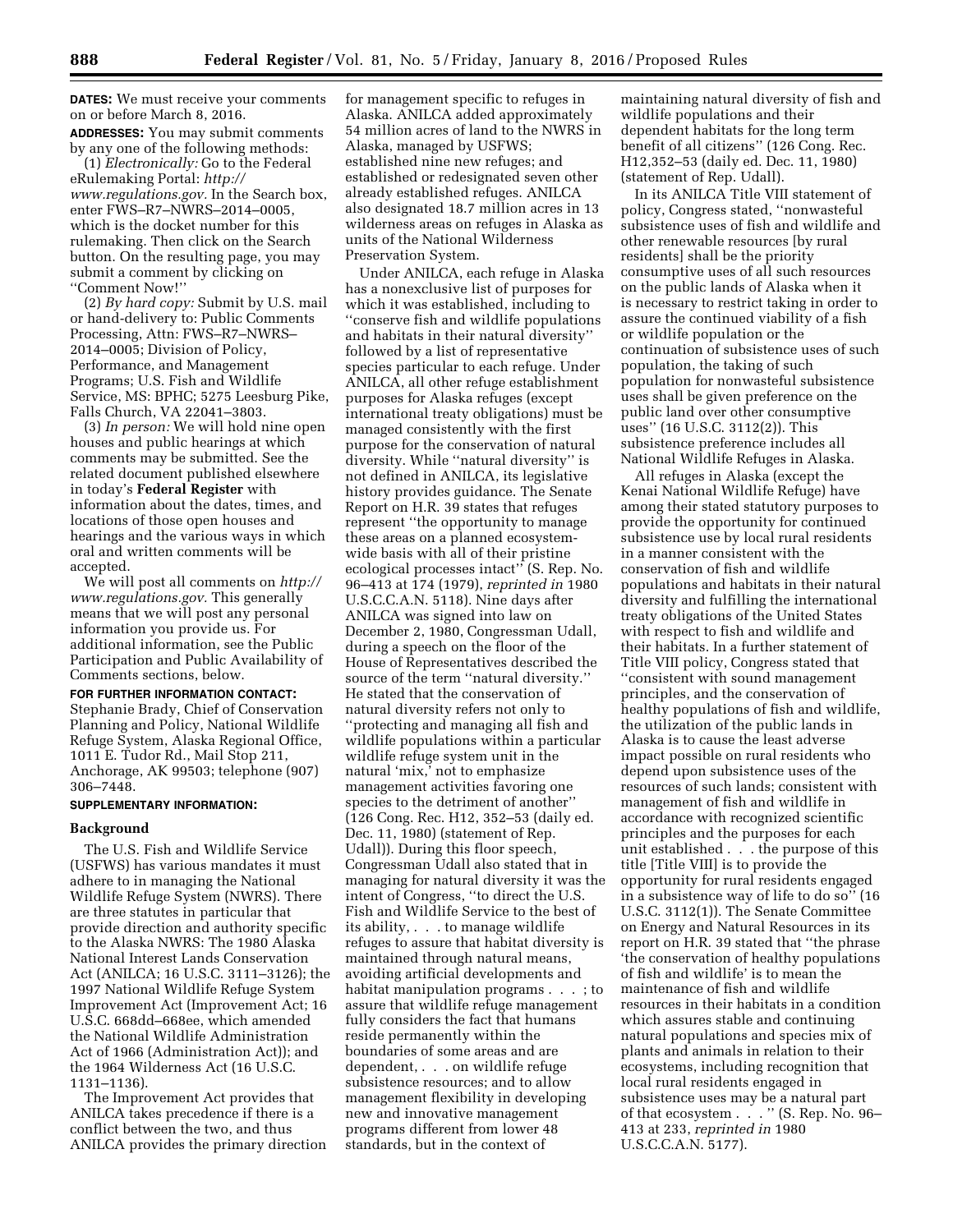**DATES:** We must receive your comments on or before March 8, 2016.

**ADDRESSES:** You may submit comments by any one of the following methods:

(1) *Electronically:* Go to the Federal eRulemaking Portal: *http://www.regulations.gov.* In the Search box, enter FWS–R7–NWRS–2014–0005, which is the docket number for this rulemaking. Then click on the Search button. On the resulting page, you may submit a comment by clicking on ''Comment Now!''

(2) *By hard copy:* Submit by U.S. mail or hand-delivery to: Public Comments Processing, Attn: FWS–R7–NWRS–2014–0005; Division of Policy, Performance, and Management Programs; U.S. Fish and Wildlife Service, MS: BPHC; 5275 Leesburg Pike, Falls Church, VA 22041–3803.

(3) *In person:* We will hold nine open houses and public hearings at which comments may be submitted. See the related document published elsewhere in today's **Federal Register** with information about the dates, times, and locations of those open houses and hearings and the various ways in which oral and written comments will be accepted.

We will post all comments on *http://www.regulations.gov.* This generally means that we will post any personal information you provide us. For additional information, see the Public Participation and Public Availability of Comments sections, below.

**FOR FURTHER INFORMATION CONTACT:** Stephanie Brady, Chief of Conservation Planning and Policy, National Wildlife Refuge System, Alaska Regional Office, 1011 E. Tudor Rd., Mail Stop 211, Anchorage, AK 99503; telephone (907) 306–7448.

**SUPPLEMENTARY INFORMATION:**

## Background

The U.S. Fish and Wildlife Service (USFWS) has various mandates it must adhere to in managing the National Wildlife Refuge System (NWRS). There are three statutes in particular that provide direction and authority specific to the Alaska NWRS: The 1980 Alaska National Interest Lands Conservation Act (ANILCA; 16 U.S.C. 3111–3126); the 1997 National Wildlife Refuge System Improvement Act (Improvement Act; 16 U.S.C. 668dd–668ee, which amended the National Wildlife Administration Act of 1966 (Administration Act)); and the 1964 Wilderness Act (16 U.S.C. 1131–1136).

The Improvement Act provides that ANILCA takes precedence if there is a conflict between the two, and thus ANILCA provides the primary direction for management specific to refuges in Alaska. ANILCA added approximately 54 million acres of land to the NWRS in Alaska, managed by USFWS; established nine new refuges; and established or redesignated seven other already established refuges. ANILCA also designated 18.7 million acres in 13 wilderness areas on refuges in Alaska as units of the National Wilderness Preservation System.

Under ANILCA, each refuge in Alaska has a nonexclusive list of purposes for which it was established, including to ''conserve fish and wildlife populations and habitats in their natural diversity'' followed by a list of representative species particular to each refuge. Under ANILCA, all other refuge establishment purposes for Alaska refuges (except international treaty obligations) must be managed consistently with the first purpose for the conservation of natural diversity. While ''natural diversity'' is not defined in ANILCA, its legislative history provides guidance. The Senate Report on H.R. 39 states that refuges represent ''the opportunity to manage these areas on a planned ecosystem-wide basis with all of their pristine ecological processes intact'' (S. Rep. No. 96–413 at 174 (1979), *reprinted in* 1980 U.S.C.C.A.N. 5118). Nine days after ANILCA was signed into law on December 2, 1980, Congressman Udall, during a speech on the floor of the House of Representatives described the source of the term ''natural diversity.'' He stated that the conservation of natural diversity refers not only to ''protecting and managing all fish and wildlife populations within a particular wildlife refuge system unit in the natural 'mix,' not to emphasize management activities favoring one species to the detriment of another'' (126 Cong. Rec. H12, 352–53 (daily ed. Dec. 11, 1980) (statement of Rep. Udall)). During this floor speech, Congressman Udall also stated that in managing for natural diversity it was the intent of Congress, ''to direct the U.S. Fish and Wildlife Service to the best of its ability, . . . to manage wildlife refuges to assure that habitat diversity is maintained through natural means, avoiding artificial developments and habitat manipulation programs . . . ; to assure that wildlife refuge management fully considers the fact that humans reside permanently within the boundaries of some areas and are dependent, . . . on wildlife refuge subsistence resources; and to allow management flexibility in developing new and innovative management programs different from lower 48 standards, but in the context of maintaining natural diversity of fish and wildlife populations and their dependent habitats for the long term benefit of all citizens'' (126 Cong. Rec. H12,352–53 (daily ed. Dec. 11, 1980) (statement of Rep. Udall).

In its ANILCA Title VIII statement of policy, Congress stated, ''nonwasteful subsistence uses of fish and wildlife and other renewable resources [by rural residents] shall be the priority consumptive uses of all such resources on the public lands of Alaska when it is necessary to restrict taking in order to assure the continued viability of a fish or wildlife population or the continuation of subsistence uses of such population, the taking of such population for nonwasteful subsistence uses shall be given preference on the public land over other consumptive uses'' (16 U.S.C. 3112(2)). This subsistence preference includes all National Wildlife Refuges in Alaska.

All refuges in Alaska (except the Kenai National Wildlife Refuge) have among their stated statutory purposes to provide the opportunity for continued subsistence use by local rural residents in a manner consistent with the conservation of fish and wildlife populations and habitats in their natural diversity and fulfilling the international treaty obligations of the United States with respect to fish and wildlife and their habitats. In a further statement of Title VIII policy, Congress stated that ''consistent with sound management principles, and the conservation of healthy populations of fish and wildlife, the utilization of the public lands in Alaska is to cause the least adverse impact possible on rural residents who depend upon subsistence uses of the resources of such lands; consistent with management of fish and wildlife in accordance with recognized scientific principles and the purposes for each unit established . . . the purpose of this title [Title VIII] is to provide the opportunity for rural residents engaged in a subsistence way of life to do so'' (16 U.S.C. 3112(1)). The Senate Committee on Energy and Natural Resources in its report on H.R. 39 stated that ''the phrase 'the conservation of healthy populations of fish and wildlife' is to mean the maintenance of fish and wildlife resources in their habitats in a condition which assures stable and continuing natural populations and species mix of plants and animals in relation to their ecosystems, including recognition that local rural residents engaged in subsistence uses may be a natural part of that ecosystem . . . '' (S. Rep. No. 96–413 at 233, *reprinted in* 1980 U.S.C.C.A.N. 5177).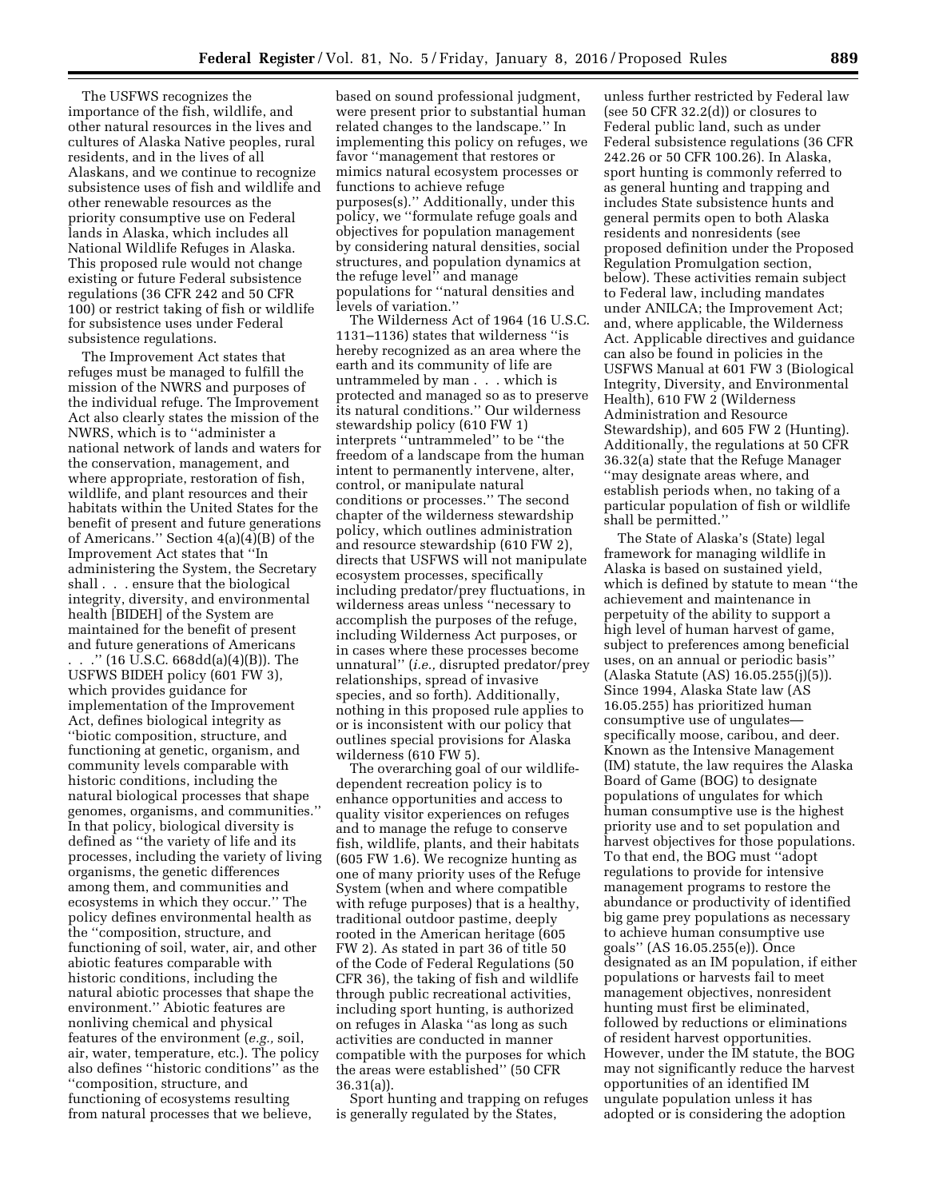The USFWS recognizes the importance of the fish, wildlife, and other natural resources in the lives and cultures of Alaska Native peoples, rural residents, and in the lives of all Alaskans, and we continue to recognize subsistence uses of fish and wildlife and other renewable resources as the priority consumptive use on Federal lands in Alaska, which includes all National Wildlife Refuges in Alaska. This proposed rule would not change existing or future Federal subsistence regulations (36 CFR 242 and 50 CFR 100) or restrict taking of fish or wildlife for subsistence uses under Federal subsistence regulations.

The Improvement Act states that refuges must be managed to fulfill the mission of the NWRS and purposes of the individual refuge. The Improvement Act also clearly states the mission of the NWRS, which is to ''administer a national network of lands and waters for the conservation, management, and where appropriate, restoration of fish, wildlife, and plant resources and their habitats within the United States for the benefit of present and future generations of Americans.'' Section 4(a)(4)(B) of the Improvement Act states that ''In administering the System, the Secretary shall . . . ensure that the biological integrity, diversity, and environmental health [BIDEH] of the System are maintained for the benefit of present and future generations of Americans . . .'' (16 U.S.C. 668dd(a)(4)(B)). The USFWS BIDEH policy (601 FW 3), which provides guidance for implementation of the Improvement Act, defines biological integrity as ''biotic composition, structure, and functioning at genetic, organism, and community levels comparable with historic conditions, including the natural biological processes that shape genomes, organisms, and communities.'' In that policy, biological diversity is defined as ''the variety of life and its processes, including the variety of living organisms, the genetic differences among them, and communities and ecosystems in which they occur.'' The policy defines environmental health as the ''composition, structure, and functioning of soil, water, air, and other abiotic features comparable with historic conditions, including the natural abiotic processes that shape the environment.'' Abiotic features are nonliving chemical and physical features of the environment (*e.g.,* soil, air, water, temperature, etc.). The policy also defines ''historic conditions'' as the ''composition, structure, and functioning of ecosystems resulting from natural processes that we believe, based on sound professional judgment, were present prior to substantial human related changes to the landscape.'' In implementing this policy on refuges, we favor ''management that restores or mimics natural ecosystem processes or functions to achieve refuge purposes(s).'' Additionally, under this policy, we ''formulate refuge goals and objectives for population management by considering natural densities, social structures, and population dynamics at the refuge level'' and manage populations for ''natural densities and levels of variation.''

The Wilderness Act of 1964 (16 U.S.C. 1131–1136) states that wilderness ''is hereby recognized as an area where the earth and its community of life are untrammeled by man . . . which is protected and managed so as to preserve its natural conditions.'' Our wilderness stewardship policy (610 FW 1) interprets ''untrammeled'' to be ''the freedom of a landscape from the human intent to permanently intervene, alter, control, or manipulate natural conditions or processes.'' The second chapter of the wilderness stewardship policy, which outlines administration and resource stewardship (610 FW 2), directs that USFWS will not manipulate ecosystem processes, specifically including predator/prey fluctuations, in wilderness areas unless ''necessary to accomplish the purposes of the refuge, including Wilderness Act purposes, or in cases where these processes become unnatural'' (*i.e.,* disrupted predator/prey relationships, spread of invasive species, and so forth). Additionally, nothing in this proposed rule applies to or is inconsistent with our policy that outlines special provisions for Alaska wilderness (610 FW 5).

The overarching goal of our wildlife-dependent recreation policy is to enhance opportunities and access to quality visitor experiences on refuges and to manage the refuge to conserve fish, wildlife, plants, and their habitats (605 FW 1.6). We recognize hunting as one of many priority uses of the Refuge System (when and where compatible with refuge purposes) that is a healthy, traditional outdoor pastime, deeply rooted in the American heritage (605 FW 2). As stated in part 36 of title 50 of the Code of Federal Regulations (50 CFR 36), the taking of fish and wildlife through public recreational activities, including sport hunting, is authorized on refuges in Alaska ''as long as such activities are conducted in manner compatible with the purposes for which the areas were established'' (50 CFR 36.31(a)).

Sport hunting and trapping on refuges is generally regulated by the States, unless further restricted by Federal law (see 50 CFR 32.2(d)) or closures to Federal public land, such as under Federal subsistence regulations (36 CFR 242.26 or 50 CFR 100.26). In Alaska, sport hunting is commonly referred to as general hunting and trapping and includes State subsistence hunts and general permits open to both Alaska residents and nonresidents (see proposed definition under the Proposed Regulation Promulgation section, below). These activities remain subject to Federal law, including mandates under ANILCA; the Improvement Act; and, where applicable, the Wilderness Act. Applicable directives and guidance can also be found in policies in the USFWS Manual at 601 FW 3 (Biological Integrity, Diversity, and Environmental Health), 610 FW 2 (Wilderness Administration and Resource Stewardship), and 605 FW 2 (Hunting). Additionally, the regulations at 50 CFR 36.32(a) state that the Refuge Manager ''may designate areas where, and establish periods when, no taking of a particular population of fish or wildlife shall be permitted.''

The State of Alaska's (State) legal framework for managing wildlife in Alaska is based on sustained yield, which is defined by statute to mean ''the achievement and maintenance in perpetuity of the ability to support a high level of human harvest of game, subject to preferences among beneficial uses, on an annual or periodic basis'' (Alaska Statute (AS) 16.05.255(j)(5)). Since 1994, Alaska State law (AS 16.05.255) has prioritized human consumptive use of ungulates—specifically moose, caribou, and deer. Known as the Intensive Management (IM) statute, the law requires the Alaska Board of Game (BOG) to designate populations of ungulates for which human consumptive use is the highest priority use and to set population and harvest objectives for those populations. To that end, the BOG must ''adopt regulations to provide for intensive management programs to restore the abundance or productivity of identified big game prey populations as necessary to achieve human consumptive use goals'' (AS 16.05.255(e)). Once designated as an IM population, if either populations or harvests fail to meet management objectives, nonresident hunting must first be eliminated, followed by reductions or eliminations of resident harvest opportunities. However, under the IM statute, the BOG may not significantly reduce the harvest opportunities of an identified IM ungulate population unless it has adopted or is considering the adoption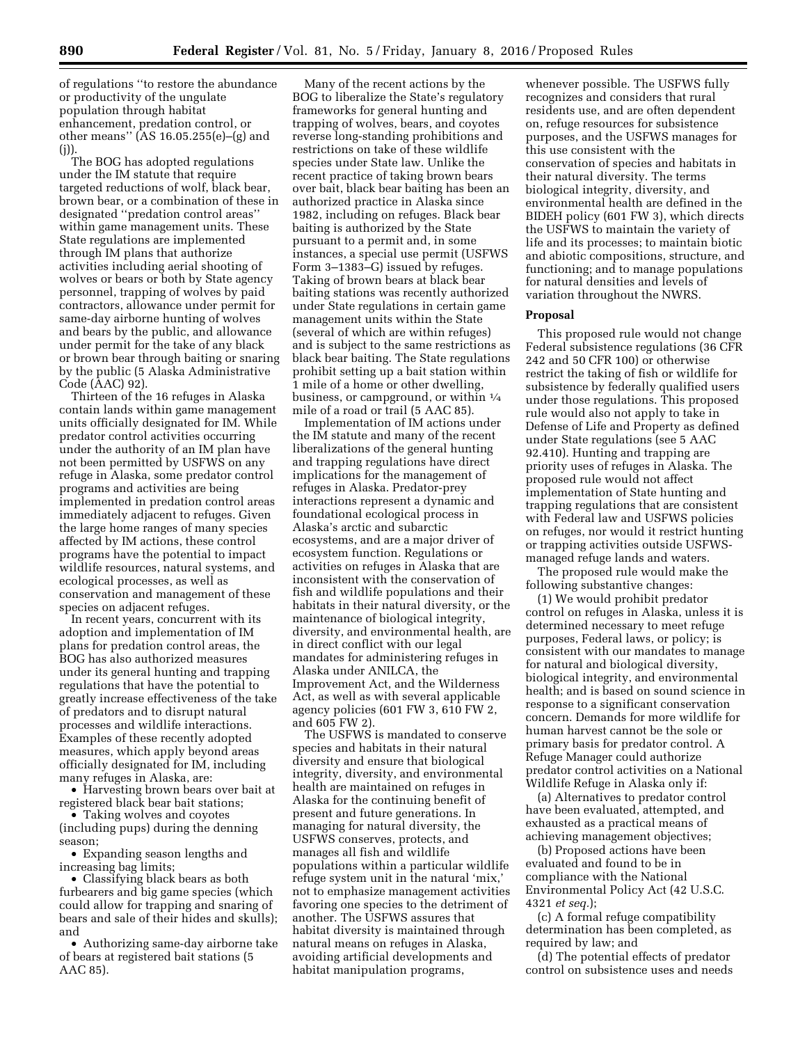of regulations "to restore the abundance or productivity of the ungulate population through habitat enhancement, predation control, or other means" (AS 16.05.255(e)–(g) and (j)).

The BOG has adopted regulations under the IM statute that require targeted reductions of wolf, black bear, brown bear, or a combination of these in designated "predation control areas" within game management units. These State regulations are implemented through IM plans that authorize activities including aerial shooting of wolves or bears or both by State agency personnel, trapping of wolves by paid contractors, allowance under permit for same-day airborne hunting of wolves and bears by the public, and allowance under permit for the take of any black or brown bear through baiting or snaring by the public (5 Alaska Administrative Code (AAC) 92).

Thirteen of the 16 refuges in Alaska contain lands within game management units officially designated for IM. While predator control activities occurring under the authority of an IM plan have not been permitted by USFWS on any refuge in Alaska, some predator control programs and activities are being implemented in predation control areas immediately adjacent to refuges. Given the large home ranges of many species affected by IM actions, these control programs have the potential to impact wildlife resources, natural systems, and ecological processes, as well as conservation and management of these species on adjacent refuges.

In recent years, concurrent with its adoption and implementation of IM plans for predation control areas, the BOG has also authorized measures under its general hunting and trapping regulations that have the potential to greatly increase effectiveness of the take of predators and to disrupt natural processes and wildlife interactions. Examples of these recently adopted measures, which apply beyond areas officially designated for IM, including many refuges in Alaska, are:

- Harvesting brown bears over bait at registered black bear bait stations;
- Taking wolves and coyotes (including pups) during the denning season;
- Expanding season lengths and increasing bag limits;
- Classifying black bears as both furbearers and big game species (which could allow for trapping and snaring of bears and sale of their hides and skulls); and
- Authorizing same-day airborne take of bears at registered bait stations (5 AAC 85).

Many of the recent actions by the BOG to liberalize the State's regulatory frameworks for general hunting and trapping of wolves, bears, and coyotes reverse long-standing prohibitions and restrictions on take of these wildlife species under State law. Unlike the recent practice of taking brown bears over bait, black bear baiting has been an authorized practice in Alaska since 1982, including on refuges. Black bear baiting is authorized by the State pursuant to a permit and, in some instances, a special use permit (USFWS Form 3–1383–G) issued by refuges. Taking of brown bears at black bear baiting stations was recently authorized under State regulations in certain game management units within the State (several of which are within refuges) and is subject to the same restrictions as black bear baiting. The State regulations prohibit setting up a bait station within 1 mile of a home or other dwelling, business, or campground, or within 1/4 mile of a road or trail (5 AAC 85).

Implementation of IM actions under the IM statute and many of the recent liberalizations of the general hunting and trapping regulations have direct implications for the management of refuges in Alaska. Predator-prey interactions represent a dynamic and foundational ecological process in Alaska's arctic and subarctic ecosystems, and are a major driver of ecosystem function. Regulations or activities on refuges in Alaska that are inconsistent with the conservation of fish and wildlife populations and their habitats in their natural diversity, or the maintenance of biological integrity, diversity, and environmental health, are in direct conflict with our legal mandates for administering refuges in Alaska under ANILCA, the Improvement Act, and the Wilderness Act, as well as with several applicable agency policies (601 FW 3, 610 FW 2, and 605 FW 2).

The USFWS is mandated to conserve species and habitats in their natural diversity and ensure that biological integrity, diversity, and environmental health are maintained on refuges in Alaska for the continuing benefit of present and future generations. In managing for natural diversity, the USFWS conserves, protects, and manages all fish and wildlife populations within a particular wildlife refuge system unit in the natural 'mix,' not to emphasize management activities favoring one species to the detriment of another. The USFWS assures that habitat diversity is maintained through natural means on refuges in Alaska, avoiding artificial developments and habitat manipulation programs, whenever possible. The USFWS fully recognizes and considers that rural residents use, and are often dependent on, refuge resources for subsistence purposes, and the USFWS manages for this use consistent with the conservation of species and habitats in their natural diversity. The terms biological integrity, diversity, and environmental health are defined in the BIDEH policy (601 FW 3), which directs the USFWS to maintain the variety of life and its processes; to maintain biotic and abiotic compositions, structure, and functioning; and to manage populations for natural densities and levels of variation throughout the NWRS.

### Proposal

This proposed rule would not change Federal subsistence regulations (36 CFR 242 and 50 CFR 100) or otherwise restrict the taking of fish or wildlife for subsistence by federally qualified users under those regulations. This proposed rule would also not apply to take in Defense of Life and Property as defined under State regulations (see 5 AAC 92.410). Hunting and trapping are priority uses of refuges in Alaska. The proposed rule would not affect implementation of State hunting and trapping regulations that are consistent with Federal law and USFWS policies on refuges, nor would it restrict hunting or trapping activities outside USFWS-managed refuge lands and waters.

The proposed rule would make the following substantive changes:

(1) We would prohibit predator control on refuges in Alaska, unless it is determined necessary to meet refuge purposes, Federal laws, or policy; is consistent with our mandates to manage for natural and biological diversity, biological integrity, and environmental health; and is based on sound science in response to a significant conservation concern. Demands for more wildlife for human harvest cannot be the sole or primary basis for predator control. A Refuge Manager could authorize predator control activities on a National Wildlife Refuge in Alaska only if:

(a) Alternatives to predator control have been evaluated, attempted, and exhausted as a practical means of achieving management objectives;

(b) Proposed actions have been evaluated and found to be in compliance with the National Environmental Policy Act (42 U.S.C. 4321 *et seq.*);

(c) A formal refuge compatibility determination has been completed, as required by law; and

(d) The potential effects of predator control on subsistence uses and needs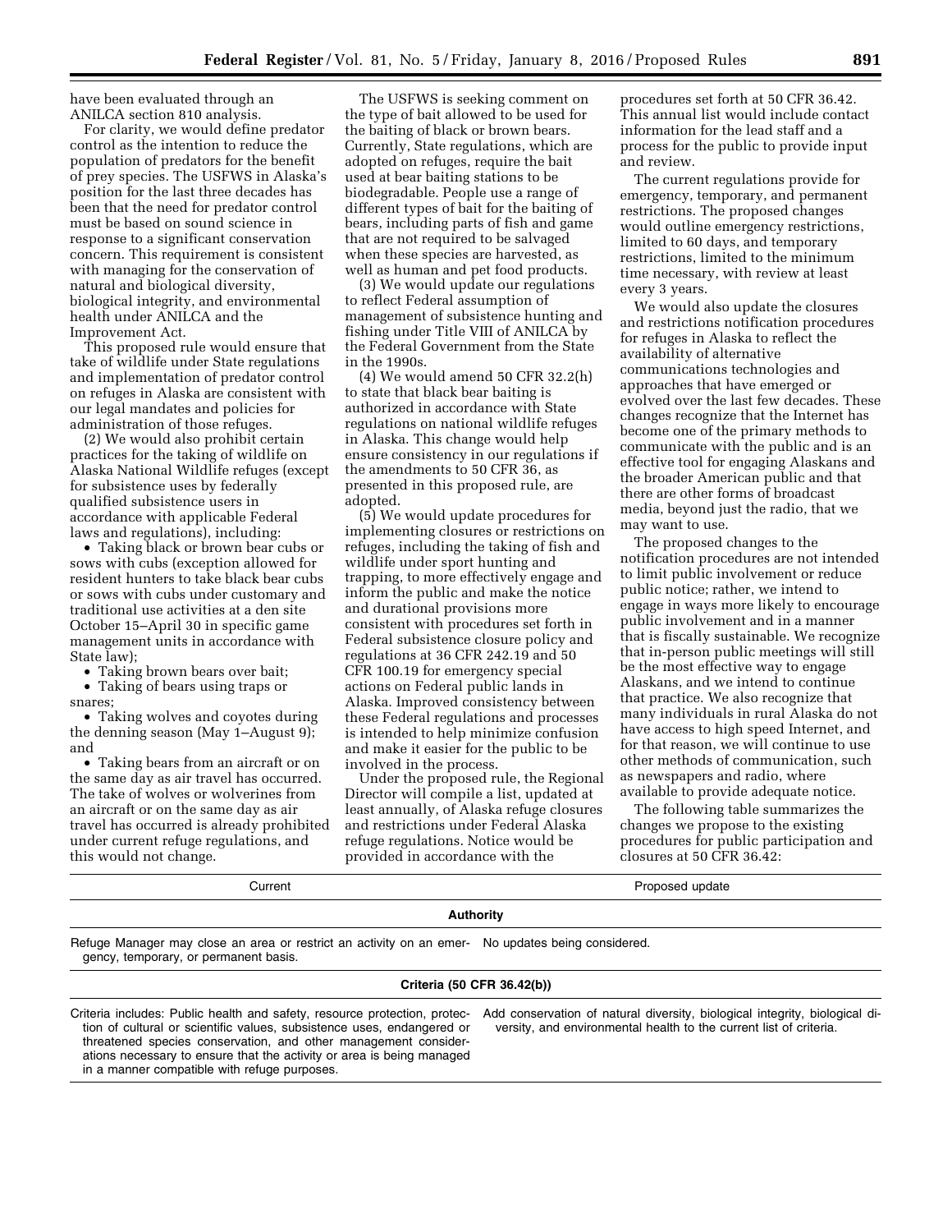have been evaluated through an ANILCA section 810 analysis.

For clarity, we would define predator control as the intention to reduce the population of predators for the benefit of prey species. The USFWS in Alaska's position for the last three decades has been that the need for predator control must be based on sound science in response to a significant conservation concern. This requirement is consistent with managing for the conservation of natural and biological diversity, biological integrity, and environmental health under ANILCA and the Improvement Act.

This proposed rule would ensure that take of wildlife under State regulations and implementation of predator control on refuges in Alaska are consistent with our legal mandates and policies for administration of those refuges.

(2) We would also prohibit certain practices for the taking of wildlife on Alaska National Wildlife refuges (except for subsistence uses by federally qualified subsistence users in accordance with applicable Federal laws and regulations), including:

- Taking black or brown bear cubs or sows with cubs (exception allowed for resident hunters to take black bear cubs or sows with cubs under customary and traditional use activities at a den site October 15–April 30 in specific game management units in accordance with State law);
- Taking brown bears over bait;
- Taking of bears using traps or snares;
- Taking wolves and coyotes during the denning season (May 1–August 9); and
- Taking bears from an aircraft or on the same day as air travel has occurred. The take of wolves or wolverines from an aircraft or on the same day as air travel has occurred is already prohibited under current refuge regulations, and this would not change.

The USFWS is seeking comment on the type of bait allowed to be used for the baiting of black or brown bears. Currently, State regulations, which are adopted on refuges, require the bait used at bear baiting stations to be biodegradable. People use a range of different types of bait for the baiting of bears, including parts of fish and game that are not required to be salvaged when these species are harvested, as well as human and pet food products.

(3) We would update our regulations to reflect Federal assumption of management of subsistence hunting and fishing under Title VIII of ANILCA by the Federal Government from the State in the 1990s.

(4) We would amend 50 CFR 32.2(h) to state that black bear baiting is authorized in accordance with State regulations on national wildlife refuges in Alaska. This change would help ensure consistency in our regulations if the amendments to 50 CFR 36, as presented in this proposed rule, are adopted.

(5) We would update procedures for implementing closures or restrictions on refuges, including the taking of fish and wildlife under sport hunting and trapping, to more effectively engage and inform the public and make the notice and durational provisions more consistent with procedures set forth in Federal subsistence closure policy and regulations at 36 CFR 242.19 and 50 CFR 100.19 for emergency special actions on Federal public lands in Alaska. Improved consistency between these Federal regulations and processes is intended to help minimize confusion and make it easier for the public to be involved in the process.

Under the proposed rule, the Regional Director will compile a list, updated at least annually, of Alaska refuge closures and restrictions under Federal Alaska refuge regulations. Notice would be provided in accordance with the procedures set forth at 50 CFR 36.42. This annual list would include contact information for the lead staff and a process for the public to provide input and review.

The current regulations provide for emergency, temporary, and permanent restrictions. The proposed changes would outline emergency restrictions, limited to 60 days, and temporary restrictions, limited to the minimum time necessary, with review at least every 3 years.

We would also update the closures and restrictions notification procedures for refuges in Alaska to reflect the availability of alternative communications technologies and approaches that have emerged or evolved over the last few decades. These changes recognize that the Internet has become one of the primary methods to communicate with the public and is an effective tool for engaging Alaskans and the broader American public and that there are other forms of broadcast media, beyond just the radio, that we may want to use.

The proposed changes to the notification procedures are not intended to limit public involvement or reduce public notice; rather, we intend to engage in ways more likely to encourage public involvement and in a manner that is fiscally sustainable. We recognize that in-person public meetings will still be the most effective way to engage Alaskans, and we intend to continue that practice. We also recognize that many individuals in rural Alaska do not have access to high speed Internet, and for that reason, we will continue to use other methods of communication, such as newspapers and radio, where available to provide adequate notice.

The following table summarizes the changes we propose to the existing procedures for public participation and closures at 50 CFR 36.42:

| Current | Proposed update |
|---|---|
| **Authority** | |
| Refuge Manager may close an area or restrict an activity on an emergency, temporary, or permanent basis. | No updates being considered. |
| **Criteria (50 CFR 36.42(b))** | |
| Criteria includes: Public health and safety, resource protection, protection of cultural or scientific values, subsistence uses, endangered or threatened species conservation, and other management considerations necessary to ensure that the activity or area is being managed in a manner compatible with refuge purposes. | Add conservation of natural diversity, biological integrity, biological diversity, and environmental health to the current list of criteria. |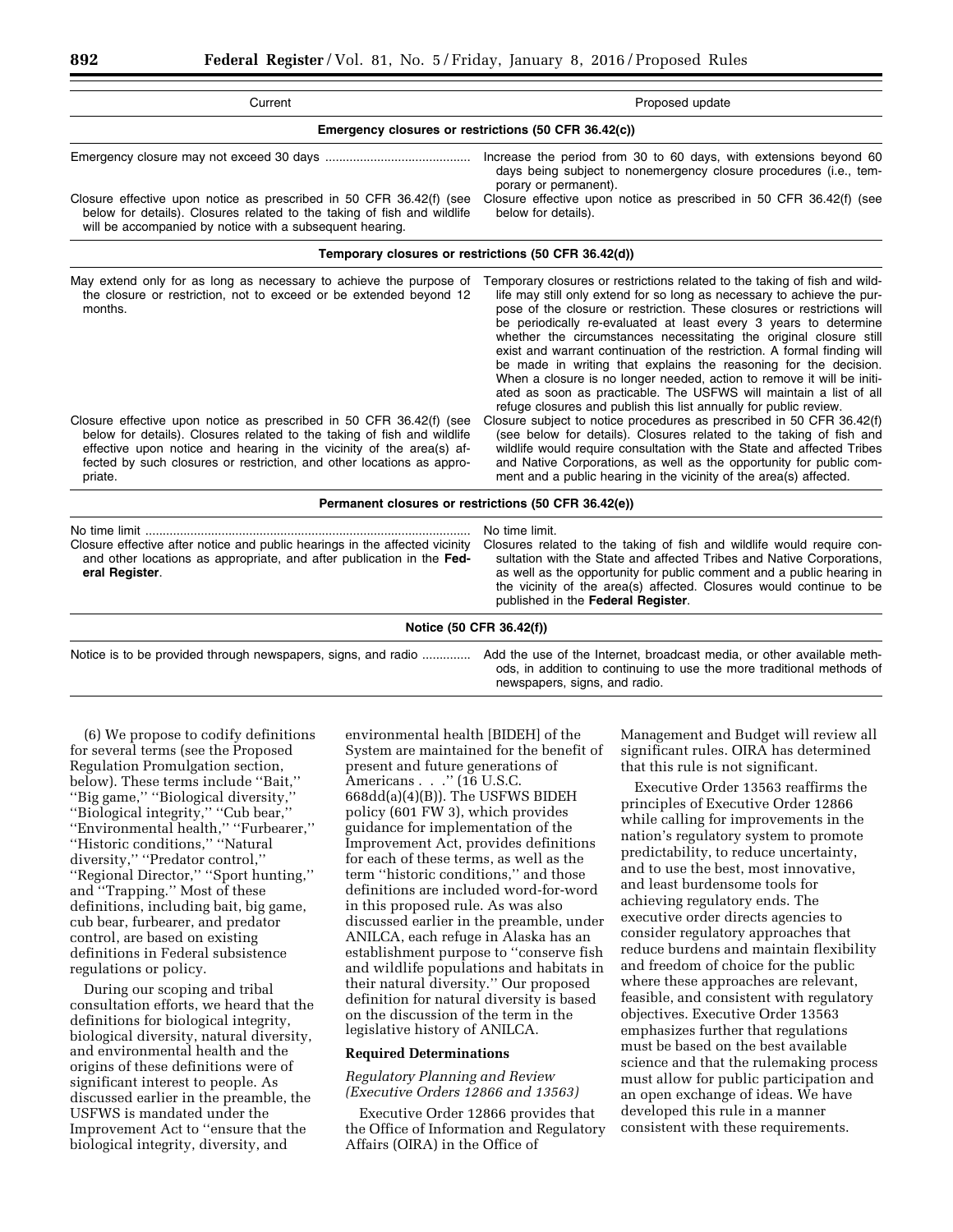| Current | Proposed update |
| --- | --- |
| **Emergency closures or restrictions (50 CFR 36.42(c))** | |
| Emergency closure may not exceed 30 days | Increase the period from 30 to 60 days, with extensions beyond 60 days being subject to nonemergency closure procedures (i.e., temporary or permanent). |
| Closure effective upon notice as prescribed in 50 CFR 36.42(f) (see below for details). Closures related to the taking of fish and wildlife will be accompanied by notice with a subsequent hearing. | Closure effective upon notice as prescribed in 50 CFR 36.42(f) (see below for details). |
| **Temporary closures or restrictions (50 CFR 36.42(d))** | |
| May extend only for as long as necessary to achieve the purpose of the closure or restriction, not to exceed or be extended beyond 12 months. | Temporary closures or restrictions related to the taking of fish and wildlife may still only extend for so long as necessary to achieve the purpose of the closure or restriction. These closures or restrictions will be periodically re-evaluated at least every 3 years to determine whether the circumstances necessitating the original closure still exist and warrant continuation of the restriction. A formal finding will be made in writing that explains the reasoning for the decision. When a closure is no longer needed, action to remove it will be initiated as soon as practicable. The USFWS will maintain a list of all refuge closures and publish this list annually for public review. |
| Closure effective upon notice as prescribed in 50 CFR 36.42(f) (see below for details). Closures related to the taking of fish and wildlife effective upon notice and hearing in the vicinity of the area(s) affected by such closures or restriction, and other locations as appropriate. | Closure subject to notice procedures as prescribed in 50 CFR 36.42(f) (see below for details). Closures related to the taking of fish and wildlife would require consultation with the State and affected Tribes and Native Corporations, as well as the opportunity for public comment and a public hearing in the vicinity of the area(s) affected. |
| **Permanent closures or restrictions (50 CFR 36.42(e))** | |
| No time limit | No time limit. |
| Closure effective after notice and public hearings in the affected vicinity and other locations as appropriate, and after publication in the **Federal Register**. | Closures related to the taking of fish and wildlife would require consultation with the State and affected Tribes and Native Corporations, as well as the opportunity for public comment and a public hearing in the vicinity of the area(s) affected. Closures would continue to be published in the **Federal Register**. |
| **Notice (50 CFR 36.42(f))** | |
| Notice is to be provided through newspapers, signs, and radio | Add the use of the Internet, broadcast media, or other available methods, in addition to continuing to use the more traditional methods of newspapers, signs, and radio. |

(6) We propose to codify definitions for several terms (see the Proposed Regulation Promulgation section, below). These terms include "Bait," "Big game," "Biological diversity," "Biological integrity," "Cub bear," "Environmental health," "Furbearer," "Historic conditions," "Natural diversity," "Predator control," "Regional Director," "Sport hunting," and "Trapping." Most of these definitions, including bait, big game, cub bear, furbearer, and predator control, are based on existing definitions in Federal subsistence regulations or policy.

During our scoping and tribal consultation efforts, we heard that the definitions for biological integrity, biological diversity, natural diversity, and environmental health and the origins of these definitions were of significant interest to people. As discussed earlier in the preamble, the USFWS is mandated under the Improvement Act to "ensure that the biological integrity, diversity, and environmental health [BIDEH] of the System are maintained for the benefit of present and future generations of Americans . . ." (16 U.S.C. 668dd(a)(4)(B)). The USFWS BIDEH policy (601 FW 3), which provides guidance for implementation of the Improvement Act, provides definitions for each of these terms, as well as the term "historic conditions," and those definitions are included word-for-word in this proposed rule. As was also discussed earlier in the preamble, under ANILCA, each refuge in Alaska has an establishment purpose to "conserve fish and wildlife populations and habitats in their natural diversity." Our proposed definition for natural diversity is based on the discussion of the term in the legislative history of ANILCA.

## Required Determinations

*Regulatory Planning and Review (Executive Orders 12866 and 13563)*

Executive Order 12866 provides that the Office of Information and Regulatory Affairs (OIRA) in the Office of Management and Budget will review all significant rules. OIRA has determined that this rule is not significant.

Executive Order 13563 reaffirms the principles of Executive Order 12866 while calling for improvements in the nation's regulatory system to promote predictability, to reduce uncertainty, and to use the best, most innovative, and least burdensome tools for achieving regulatory ends. The executive order directs agencies to consider regulatory approaches that reduce burdens and maintain flexibility and freedom of choice for the public where these approaches are relevant, feasible, and consistent with regulatory objectives. Executive Order 13563 emphasizes further that regulations must be based on the best available science and that the rulemaking process must allow for public participation and an open exchange of ideas. We have developed this rule in a manner consistent with these requirements.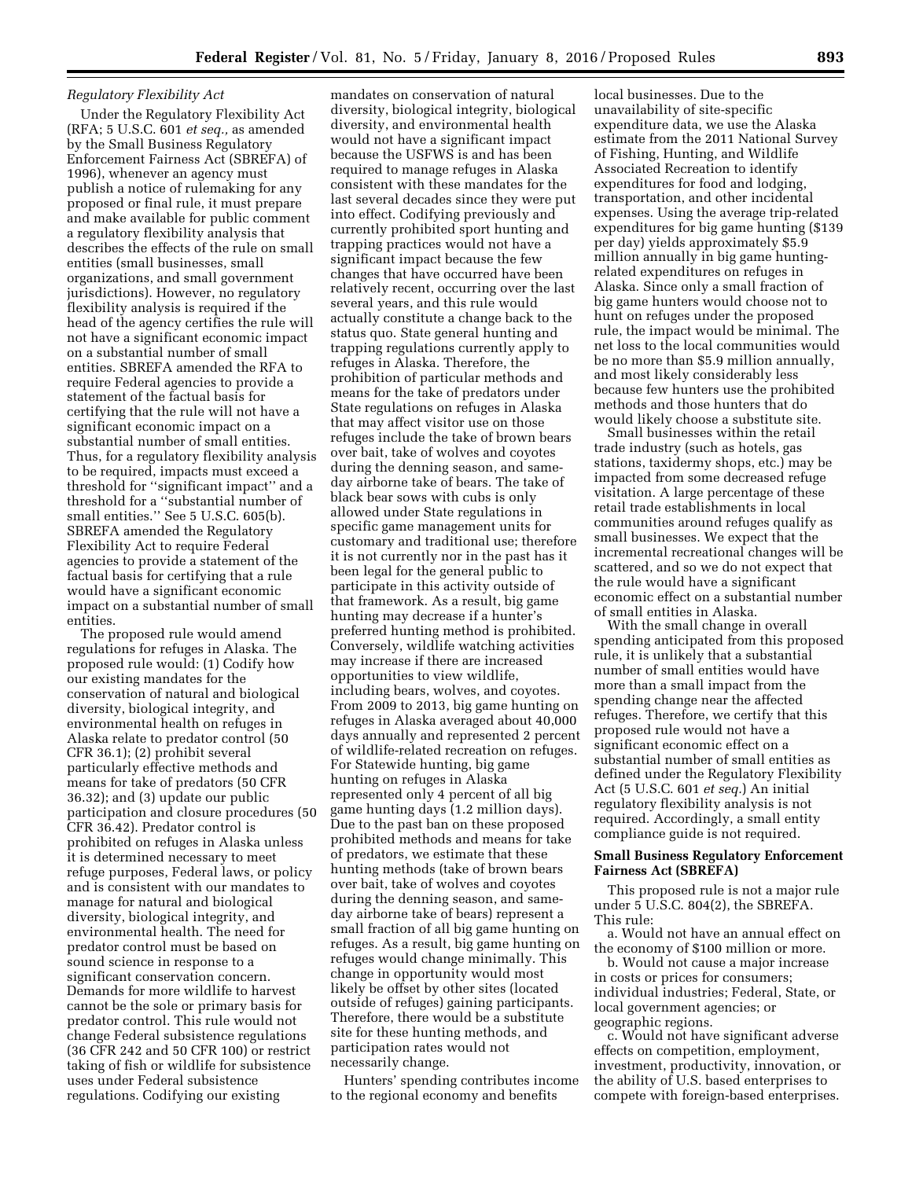*Regulatory Flexibility Act*

Under the Regulatory Flexibility Act (RFA; 5 U.S.C. 601 *et seq.,* as amended by the Small Business Regulatory Enforcement Fairness Act (SBREFA) of 1996), whenever an agency must publish a notice of rulemaking for any proposed or final rule, it must prepare and make available for public comment a regulatory flexibility analysis that describes the effects of the rule on small entities (small businesses, small organizations, and small government jurisdictions). However, no regulatory flexibility analysis is required if the head of the agency certifies the rule will not have a significant economic impact on a substantial number of small entities. SBREFA amended the RFA to require Federal agencies to provide a statement of the factual basis for certifying that the rule will not have a significant economic impact on a substantial number of small entities. Thus, for a regulatory flexibility analysis to be required, impacts must exceed a threshold for ''significant impact'' and a threshold for a ''substantial number of small entities.'' See 5 U.S.C. 605(b). SBREFA amended the Regulatory Flexibility Act to require Federal agencies to provide a statement of the factual basis for certifying that a rule would have a significant economic impact on a substantial number of small entities.

The proposed rule would amend regulations for refuges in Alaska. The proposed rule would: (1) Codify how our existing mandates for the conservation of natural and biological diversity, biological integrity, and environmental health on refuges in Alaska relate to predator control (50 CFR 36.1); (2) prohibit several particularly effective methods and means for take of predators (50 CFR 36.32); and (3) update our public participation and closure procedures (50 CFR 36.42). Predator control is prohibited on refuges in Alaska unless it is determined necessary to meet refuge purposes, Federal laws, or policy and is consistent with our mandates to manage for natural and biological diversity, biological integrity, and environmental health. The need for predator control must be based on sound science in response to a significant conservation concern. Demands for more wildlife to harvest cannot be the sole or primary basis for predator control. This rule would not change Federal subsistence regulations (36 CFR 242 and 50 CFR 100) or restrict taking of fish or wildlife for subsistence uses under Federal subsistence regulations. Codifying our existing mandates on conservation of natural diversity, biological integrity, biological diversity, and environmental health would not have a significant impact because the USFWS is and has been required to manage refuges in Alaska consistent with these mandates for the last several decades since they were put into effect. Codifying previously and currently prohibited sport hunting and trapping practices would not have a significant impact because the few changes that have occurred have been relatively recent, occurring over the last several years, and this rule would actually constitute a change back to the status quo. State general hunting and trapping regulations currently apply to refuges in Alaska. Therefore, the prohibition of particular methods and means for the take of predators under State regulations on refuges in Alaska that may affect visitor use on those refuges include the take of brown bears over bait, take of wolves and coyotes during the denning season, and same-day airborne take of bears. The take of black bear sows with cubs is only allowed under State regulations in specific game management units for customary and traditional use; therefore it is not currently nor in the past has it been legal for the general public to participate in this activity outside of that framework. As a result, big game hunting may decrease if a hunter's preferred hunting method is prohibited. Conversely, wildlife watching activities may increase if there are increased opportunities to view wildlife, including bears, wolves, and coyotes. From 2009 to 2013, big game hunting on refuges in Alaska averaged about 40,000 days annually and represented 2 percent of wildlife-related recreation on refuges. For Statewide hunting, big game hunting on refuges in Alaska represented only 4 percent of all big game hunting days (1.2 million days). Due to the past ban on these proposed prohibited methods and means for take of predators, we estimate that these hunting methods (take of brown bears over bait, take of wolves and coyotes during the denning season, and same-day airborne take of bears) represent a small fraction of all big game hunting on refuges. As a result, big game hunting on refuges would change minimally. This change in opportunity would most likely be offset by other sites (located outside of refuges) gaining participants. Therefore, there would be a substitute site for these hunting methods, and participation rates would not necessarily change.

Hunters' spending contributes income to the regional economy and benefits local businesses. Due to the unavailability of site-specific expenditure data, we use the Alaska estimate from the 2011 National Survey of Fishing, Hunting, and Wildlife Associated Recreation to identify expenditures for food and lodging, transportation, and other incidental expenses. Using the average trip-related expenditures for big game hunting ($139 per day) yields approximately $5.9 million annually in big game hunting-related expenditures on refuges in Alaska. Since only a small fraction of big game hunters would choose not to hunt on refuges under the proposed rule, the impact would be minimal. The net loss to the local communities would be no more than $5.9 million annually, and most likely considerably less because few hunters use the prohibited methods and those hunters that do would likely choose a substitute site.

Small businesses within the retail trade industry (such as hotels, gas stations, taxidermy shops, etc.) may be impacted from some decreased refuge visitation. A large percentage of these retail trade establishments in local communities around refuges qualify as small businesses. We expect that the incremental recreational changes will be scattered, and so we do not expect that the rule would have a significant economic effect on a substantial number of small entities in Alaska.

With the small change in overall spending anticipated from this proposed rule, it is unlikely that a substantial number of small entities would have more than a small impact from the spending change near the affected refuges. Therefore, we certify that this proposed rule would not have a significant economic effect on a substantial number of small entities as defined under the Regulatory Flexibility Act (5 U.S.C. 601 *et seq.*) An initial regulatory flexibility analysis is not required. Accordingly, a small entity compliance guide is not required.

**Small Business Regulatory Enforcement Fairness Act (SBREFA)**

This proposed rule is not a major rule under 5 U.S.C. 804(2), the SBREFA. This rule:

a. Would not have an annual effect on the economy of $100 million or more.

b. Would not cause a major increase in costs or prices for consumers; individual industries; Federal, State, or local government agencies; or geographic regions.

c. Would not have significant adverse effects on competition, employment, investment, productivity, innovation, or the ability of U.S. based enterprises to compete with foreign-based enterprises.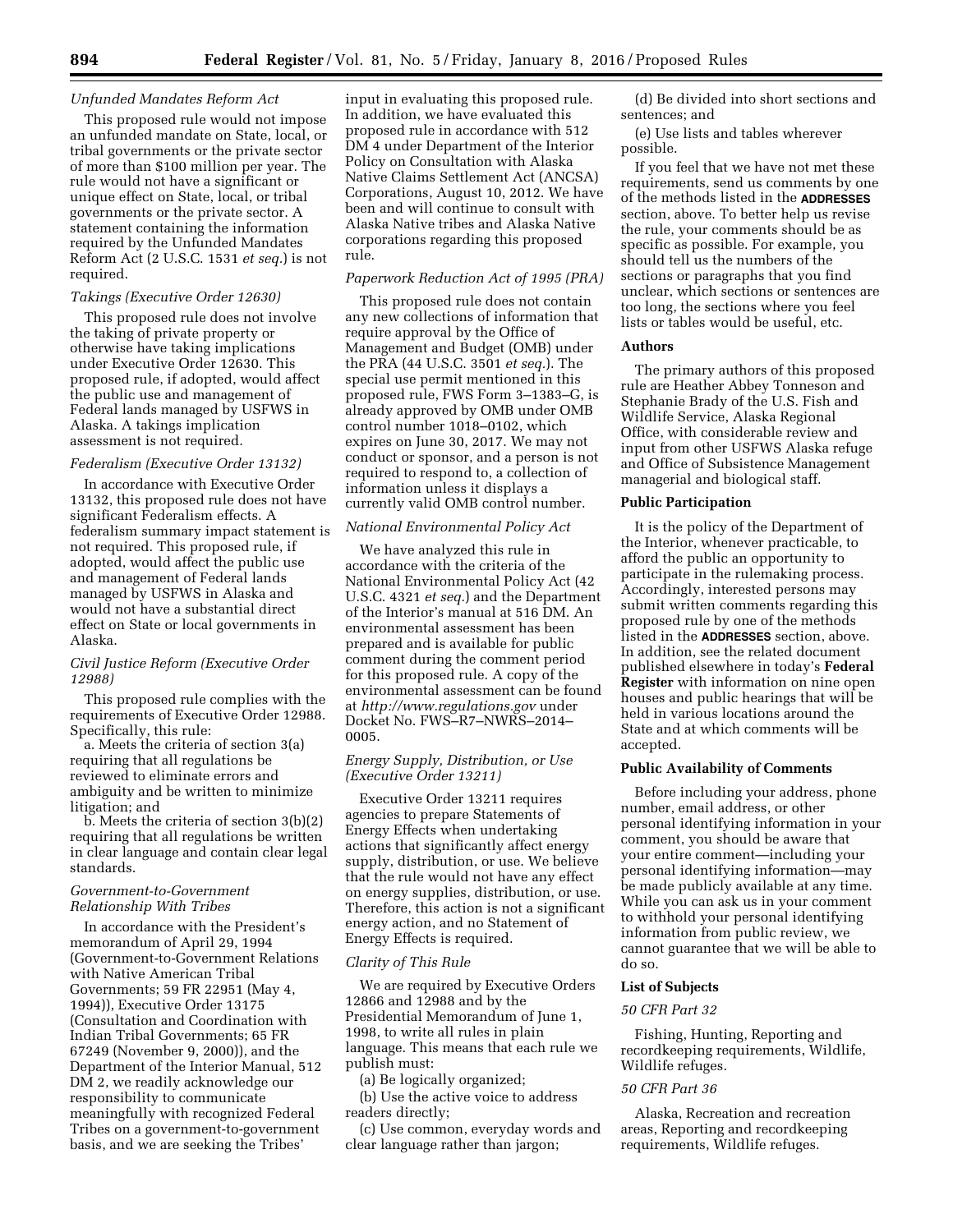*Unfunded Mandates Reform Act*

This proposed rule would not impose an unfunded mandate on State, local, or tribal governments or the private sector of more than $100 million per year. The rule would not have a significant or unique effect on State, local, or tribal governments or the private sector. A statement containing the information required by the Unfunded Mandates Reform Act (2 U.S.C. 1531 *et seq.*) is not required.

*Takings (Executive Order 12630)*

This proposed rule does not involve the taking of private property or otherwise have taking implications under Executive Order 12630. This proposed rule, if adopted, would affect the public use and management of Federal lands managed by USFWS in Alaska. A takings implication assessment is not required.

*Federalism (Executive Order 13132)*

In accordance with Executive Order 13132, this proposed rule does not have significant Federalism effects. A federalism summary impact statement is not required. This proposed rule, if adopted, would affect the public use and management of Federal lands managed by USFWS in Alaska and would not have a substantial direct effect on State or local governments in Alaska.

*Civil Justice Reform (Executive Order 12988)*

This proposed rule complies with the requirements of Executive Order 12988. Specifically, this rule:

a. Meets the criteria of section 3(a) requiring that all regulations be reviewed to eliminate errors and ambiguity and be written to minimize litigation; and

b. Meets the criteria of section 3(b)(2) requiring that all regulations be written in clear language and contain clear legal standards.

*Government-to-Government Relationship With Tribes*

In accordance with the President's memorandum of April 29, 1994 (Government-to-Government Relations with Native American Tribal Governments; 59 FR 22951 (May 4, 1994)), Executive Order 13175 (Consultation and Coordination with Indian Tribal Governments; 65 FR 67249 (November 9, 2000)), and the Department of the Interior Manual, 512 DM 2, we readily acknowledge our responsibility to communicate meaningfully with recognized Federal Tribes on a government-to-government basis, and we are seeking the Tribes' input in evaluating this proposed rule. In addition, we have evaluated this proposed rule in accordance with 512 DM 4 under Department of the Interior Policy on Consultation with Alaska Native Claims Settlement Act (ANCSA) Corporations, August 10, 2012. We have been and will continue to consult with Alaska Native tribes and Alaska Native corporations regarding this proposed rule.

*Paperwork Reduction Act of 1995 (PRA)*

This proposed rule does not contain any new collections of information that require approval by the Office of Management and Budget (OMB) under the PRA (44 U.S.C. 3501 *et seq.*). The special use permit mentioned in this proposed rule, FWS Form 3–1383–G, is already approved by OMB under OMB control number 1018–0102, which expires on June 30, 2017. We may not conduct or sponsor, and a person is not required to respond to, a collection of information unless it displays a currently valid OMB control number.

*National Environmental Policy Act*

We have analyzed this rule in accordance with the criteria of the National Environmental Policy Act (42 U.S.C. 4321 *et seq.*) and the Department of the Interior's manual at 516 DM. An environmental assessment has been prepared and is available for public comment during the comment period for this proposed rule. A copy of the environmental assessment can be found at *http://www.regulations.gov* under Docket No. FWS–R7–NWRS–2014–0005.

*Energy Supply, Distribution, or Use (Executive Order 13211)*

Executive Order 13211 requires agencies to prepare Statements of Energy Effects when undertaking actions that significantly affect energy supply, distribution, or use. We believe that the rule would not have any effect on energy supplies, distribution, or use. Therefore, this action is not a significant energy action, and no Statement of Energy Effects is required.

*Clarity of This Rule*

We are required by Executive Orders 12866 and 12988 and by the Presidential Memorandum of June 1, 1998, to write all rules in plain language. This means that each rule we publish must:

(a) Be logically organized;

(b) Use the active voice to address readers directly;

(c) Use common, everyday words and clear language rather than jargon;

(d) Be divided into short sections and sentences; and

(e) Use lists and tables wherever possible.

If you feel that we have not met these requirements, send us comments by one of the methods listed in the **ADDRESSES** section, above. To better help us revise the rule, your comments should be as specific as possible. For example, you should tell us the numbers of the sections or paragraphs that you find unclear, which sections or sentences are too long, the sections where you feel lists or tables would be useful, etc.

**Authors**

The primary authors of this proposed rule are Heather Abbey Tonneson and Stephanie Brady of the U.S. Fish and Wildlife Service, Alaska Regional Office, with considerable review and input from other USFWS Alaska refuge and Office of Subsistence Management managerial and biological staff.

**Public Participation**

It is the policy of the Department of the Interior, whenever practicable, to afford the public an opportunity to participate in the rulemaking process. Accordingly, interested persons may submit written comments regarding this proposed rule by one of the methods listed in the **ADDRESSES** section, above. In addition, see the related document published elsewhere in today's **Federal Register** with information on nine open houses and public hearings that will be held in various locations around the State and at which comments will be accepted.

**Public Availability of Comments**

Before including your address, phone number, email address, or other personal identifying information in your comment, you should be aware that your entire comment—including your personal identifying information—may be made publicly available at any time. While you can ask us in your comment to withhold your personal identifying information from public review, we cannot guarantee that we will be able to do so.

**List of Subjects**

*50 CFR Part 32*

Fishing, Hunting, Reporting and recordkeeping requirements, Wildlife, Wildlife refuges.

*50 CFR Part 36*

Alaska, Recreation and recreation areas, Reporting and recordkeeping requirements, Wildlife refuges.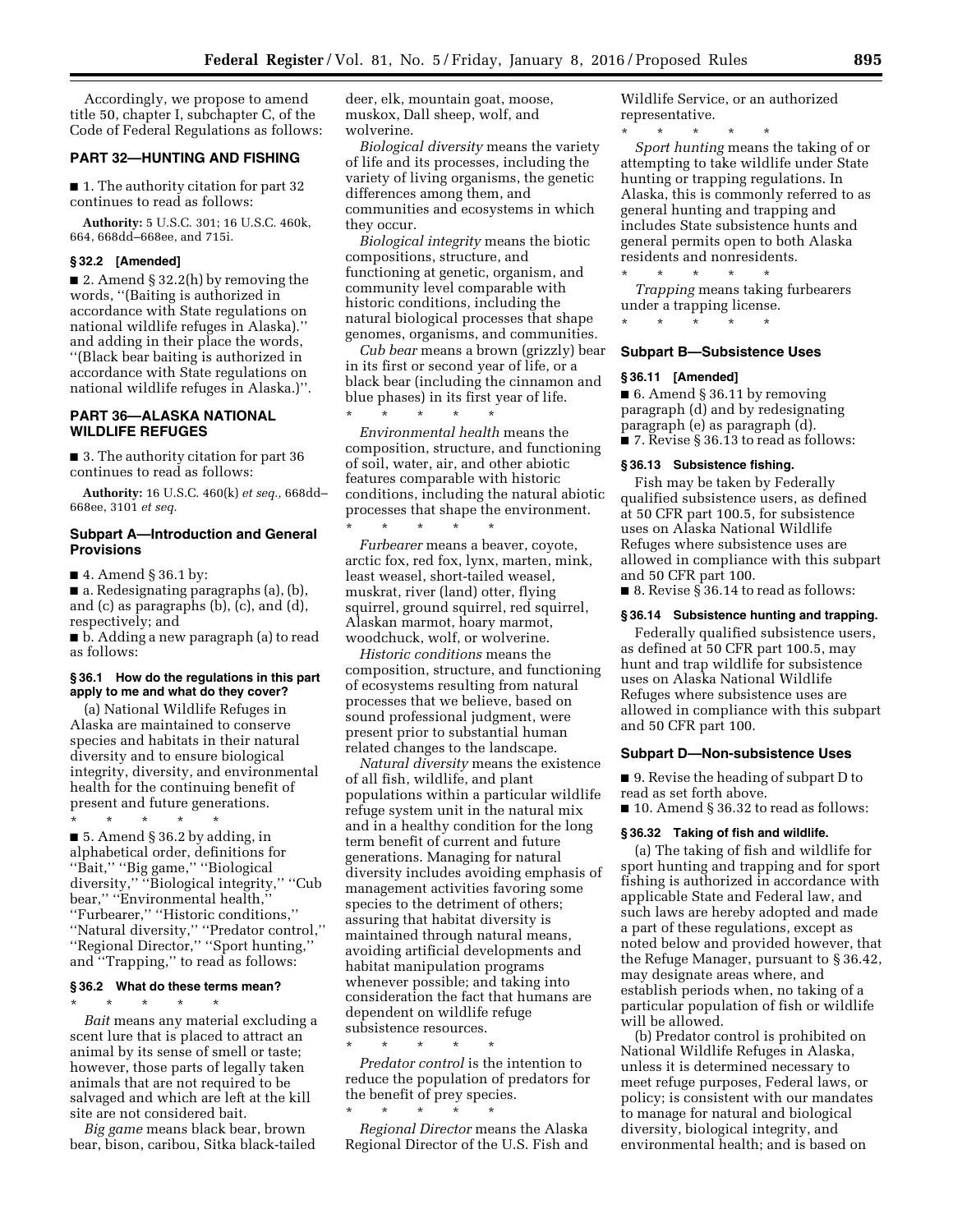Accordingly, we propose to amend title 50, chapter I, subchapter C, of the Code of Federal Regulations as follows:

## PART 32—HUNTING AND FISHING

■ 1. The authority citation for part 32 continues to read as follows:

**Authority:** 5 U.S.C. 301; 16 U.S.C. 460k, 664, 668dd–668ee, and 715i.

### § 32.2 [Amended]

■ 2. Amend § 32.2(h) by removing the words, ''(Baiting is authorized in accordance with State regulations on national wildlife refuges in Alaska).'' and adding in their place the words, ''(Black bear baiting is authorized in accordance with State regulations on national wildlife refuges in Alaska.)''.

## PART 36—ALASKA NATIONAL WILDLIFE REFUGES

■ 3. The authority citation for part 36 continues to read as follows:

**Authority:** 16 U.S.C. 460(k) *et seq.,* 668dd–668ee, 3101 *et seq.*

### Subpart A—Introduction and General Provisions

■ 4. Amend § 36.1 by:

■ a. Redesignating paragraphs (a), (b), and (c) as paragraphs (b), (c), and (d), respectively; and

■ b. Adding a new paragraph (a) to read as follows:

#### § 36.1 How do the regulations in this part apply to me and what do they cover?

(a) National Wildlife Refuges in Alaska are maintained to conserve species and habitats in their natural diversity and to ensure biological integrity, diversity, and environmental health for the continuing benefit of present and future generations.

\* \* \* \* \*

■ 5. Amend § 36.2 by adding, in alphabetical order, definitions for ''Bait,'' ''Big game,'' ''Biological diversity,'' ''Biological integrity,'' ''Cub bear,'' ''Environmental health,'' ''Furbearer,'' ''Historic conditions,'' ''Natural diversity,'' ''Predator control,'' ''Regional Director,'' ''Sport hunting,'' and ''Trapping,'' to read as follows:

#### § 36.2 What do these terms mean?

\* \* \* \* \*

*Bait* means any material excluding a scent lure that is placed to attract an animal by its sense of smell or taste; however, those parts of legally taken animals that are not required to be salvaged and which are left at the kill site are not considered bait.

*Big game* means black bear, brown bear, bison, caribou, Sitka black-tailed deer, elk, mountain goat, moose, muskox, Dall sheep, wolf, and wolverine.

*Biological diversity* means the variety of life and its processes, including the variety of living organisms, the genetic differences among them, and communities and ecosystems in which they occur.

*Biological integrity* means the biotic compositions, structure, and functioning at genetic, organism, and community level comparable with historic conditions, including the natural biological processes that shape genomes, organisms, and communities.

*Cub bear* means a brown (grizzly) bear in its first or second year of life, or a black bear (including the cinnamon and blue phases) in its first year of life.

\* \* \* \* \*

*Environmental health* means the composition, structure, and functioning of soil, water, air, and other abiotic features comparable with historic conditions, including the natural abiotic processes that shape the environment.

\* \* \* \* \*

*Furbearer* means a beaver, coyote, arctic fox, red fox, lynx, marten, mink, least weasel, short-tailed weasel, muskrat, river (land) otter, flying squirrel, ground squirrel, red squirrel, Alaskan marmot, hoary marmot, woodchuck, wolf, or wolverine.

*Historic conditions* means the composition, structure, and functioning of ecosystems resulting from natural processes that we believe, based on sound professional judgment, were present prior to substantial human related changes to the landscape.

*Natural diversity* means the existence of all fish, wildlife, and plant populations within a particular wildlife refuge system unit in the natural mix and in a healthy condition for the long term benefit of current and future generations. Managing for natural diversity includes avoiding emphasis of management activities favoring some species to the detriment of others; assuring that habitat diversity is maintained through natural means, avoiding artificial developments and habitat manipulation programs whenever possible; and taking into consideration the fact that humans are dependent on wildlife refuge subsistence resources.

\* \* \* \* \*

*Predator control* is the intention to reduce the population of predators for the benefit of prey species.

\* \* \* \* \*

*Regional Director* means the Alaska Regional Director of the U.S. Fish and Wildlife Service, or an authorized representative.

\* \* \* \* \*

*Sport hunting* means the taking of or attempting to take wildlife under State hunting or trapping regulations. In Alaska, this is commonly referred to as general hunting and trapping and includes State subsistence hunts and general permits open to both Alaska residents and nonresidents.

\* \* \* \* \*

*Trapping* means taking furbearers under a trapping license.

\* \* \* \* \*

### Subpart B—Subsistence Uses

#### § 36.11 [Amended]

■ 6. Amend § 36.11 by removing paragraph (d) and by redesignating paragraph (e) as paragraph (d).

■ 7. Revise § 36.13 to read as follows:

#### § 36.13 Subsistence fishing.

Fish may be taken by Federally qualified subsistence users, as defined at 50 CFR part 100.5, for subsistence uses on Alaska National Wildlife Refuges where subsistence uses are allowed in compliance with this subpart and 50 CFR part 100.

■ 8. Revise § 36.14 to read as follows:

#### § 36.14 Subsistence hunting and trapping.

Federally qualified subsistence users, as defined at 50 CFR part 100.5, may hunt and trap wildlife for subsistence uses on Alaska National Wildlife Refuges where subsistence uses are allowed in compliance with this subpart and 50 CFR part 100.

### Subpart D—Non-subsistence Uses

■ 9. Revise the heading of subpart D to read as set forth above.

■ 10. Amend § 36.32 to read as follows:

#### § 36.32 Taking of fish and wildlife.

(a) The taking of fish and wildlife for sport hunting and trapping and for sport fishing is authorized in accordance with applicable State and Federal law, and such laws are hereby adopted and made a part of these regulations, except as noted below and provided however, that the Refuge Manager, pursuant to § 36.42, may designate areas where, and establish periods when, no taking of a particular population of fish or wildlife will be allowed.

(b) Predator control is prohibited on National Wildlife Refuges in Alaska, unless it is determined necessary to meet refuge purposes, Federal laws, or policy; is consistent with our mandates to manage for natural and biological diversity, biological integrity, and environmental health; and is based on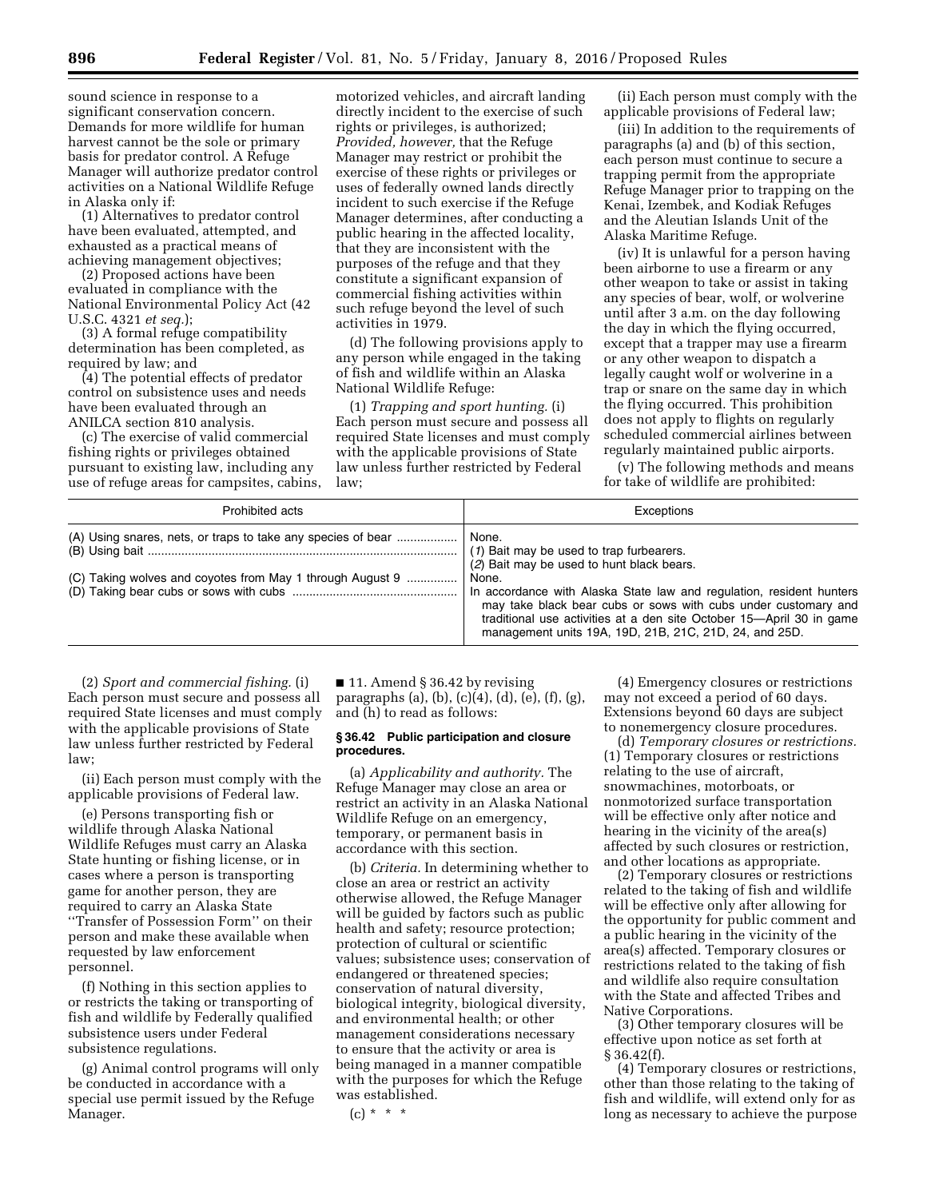sound science in response to a significant conservation concern. Demands for more wildlife for human harvest cannot be the sole or primary basis for predator control. A Refuge Manager will authorize predator control activities on a National Wildlife Refuge in Alaska only if:

(1) Alternatives to predator control have been evaluated, attempted, and exhausted as a practical means of achieving management objectives;

(2) Proposed actions have been evaluated in compliance with the National Environmental Policy Act (42 U.S.C. 4321 *et seq.*);

(3) A formal refuge compatibility determination has been completed, as required by law; and

(4) The potential effects of predator control on subsistence uses and needs have been evaluated through an ANILCA section 810 analysis.

(c) The exercise of valid commercial fishing rights or privileges obtained pursuant to existing law, including any use of refuge areas for campsites, cabins, motorized vehicles, and aircraft landing directly incident to the exercise of such rights or privileges, is authorized; *Provided, however,* that the Refuge Manager may restrict or prohibit the exercise of these rights or privileges or uses of federally owned lands directly incident to such exercise if the Refuge Manager determines, after conducting a public hearing in the affected locality, that they are inconsistent with the purposes of the refuge and that they constitute a significant expansion of commercial fishing activities within such refuge beyond the level of such activities in 1979.

(d) The following provisions apply to any person while engaged in the taking of fish and wildlife within an Alaska National Wildlife Refuge:

(1) *Trapping and sport hunting.* (i) Each person must secure and possess all required State licenses and must comply with the applicable provisions of State law unless further restricted by Federal law;

(ii) Each person must comply with the applicable provisions of Federal law;

(iii) In addition to the requirements of paragraphs (a) and (b) of this section, each person must continue to secure a trapping permit from the appropriate Refuge Manager prior to trapping on the Kenai, Izembek, and Kodiak Refuges and the Aleutian Islands Unit of the Alaska Maritime Refuge.

(iv) It is unlawful for a person having been airborne to use a firearm or any other weapon to take or assist in taking any species of bear, wolf, or wolverine until after 3 a.m. on the day following the day in which the flying occurred, except that a trapper may use a firearm or any other weapon to dispatch a legally caught wolf or wolverine in a trap or snare on the same day in which the flying occurred. This prohibition does not apply to flights on regularly scheduled commercial airlines between regularly maintained public airports.

(v) The following methods and means for take of wildlife are prohibited:

| Prohibited acts | Exceptions |
| --- | --- |
| (A) Using snares, nets, or traps to take any species of bear | None. |
| (B) Using bait | (*1*) Bait may be used to trap furbearers. (*2*) Bait may be used to hunt black bears. |
| (C) Taking wolves and coyotes from May 1 through August 9 | None. |
| (D) Taking bear cubs or sows with cubs | In accordance with Alaska State law and regulation, resident hunters may take black bear cubs or sows with cubs under customary and traditional use activities at a den site October 15—April 30 in game management units 19A, 19D, 21B, 21C, 21D, 24, and 25D. |

(2) *Sport and commercial fishing.* (i) Each person must secure and possess all required State licenses and must comply with the applicable provisions of State law unless further restricted by Federal law;

(ii) Each person must comply with the applicable provisions of Federal law.

(e) Persons transporting fish or wildlife through Alaska National Wildlife Refuges must carry an Alaska State hunting or fishing license, or in cases where a person is transporting game for another person, they are required to carry an Alaska State ''Transfer of Possession Form'' on their person and make these available when requested by law enforcement personnel.

(f) Nothing in this section applies to or restricts the taking or transporting of fish and wildlife by Federally qualified subsistence users under Federal subsistence regulations.

(g) Animal control programs will only be conducted in accordance with a special use permit issued by the Refuge Manager.

■ 11. Amend § 36.42 by revising paragraphs (a), (b), (c)(4), (d), (e), (f), (g), and (h) to read as follows:

### § 36.42 Public participation and closure procedures.

(a) *Applicability and authority.* The Refuge Manager may close an area or restrict an activity in an Alaska National Wildlife Refuge on an emergency, temporary, or permanent basis in accordance with this section.

(b) *Criteria.* In determining whether to close an area or restrict an activity otherwise allowed, the Refuge Manager will be guided by factors such as public health and safety; resource protection; protection of cultural or scientific values; subsistence uses; conservation of endangered or threatened species; conservation of natural diversity, biological integrity, biological diversity, and environmental health; or other management considerations necessary to ensure that the activity or area is being managed in a manner compatible with the purposes for which the Refuge was established.

(c) * * *

(4) Emergency closures or restrictions may not exceed a period of 60 days. Extensions beyond 60 days are subject to nonemergency closure procedures.

(d) *Temporary closures or restrictions.* (1) Temporary closures or restrictions relating to the use of aircraft, snowmachines, motorboats, or nonmotorized surface transportation will be effective only after notice and hearing in the vicinity of the area(s) affected by such closures or restriction, and other locations as appropriate.

(2) Temporary closures or restrictions related to the taking of fish and wildlife will be effective only after allowing for the opportunity for public comment and a public hearing in the vicinity of the area(s) affected. Temporary closures or restrictions related to the taking of fish and wildlife also require consultation with the State and affected Tribes and Native Corporations.

(3) Other temporary closures will be effective upon notice as set forth at § 36.42(f).

(4) Temporary closures or restrictions, other than those relating to the taking of fish and wildlife, will extend only for as long as necessary to achieve the purpose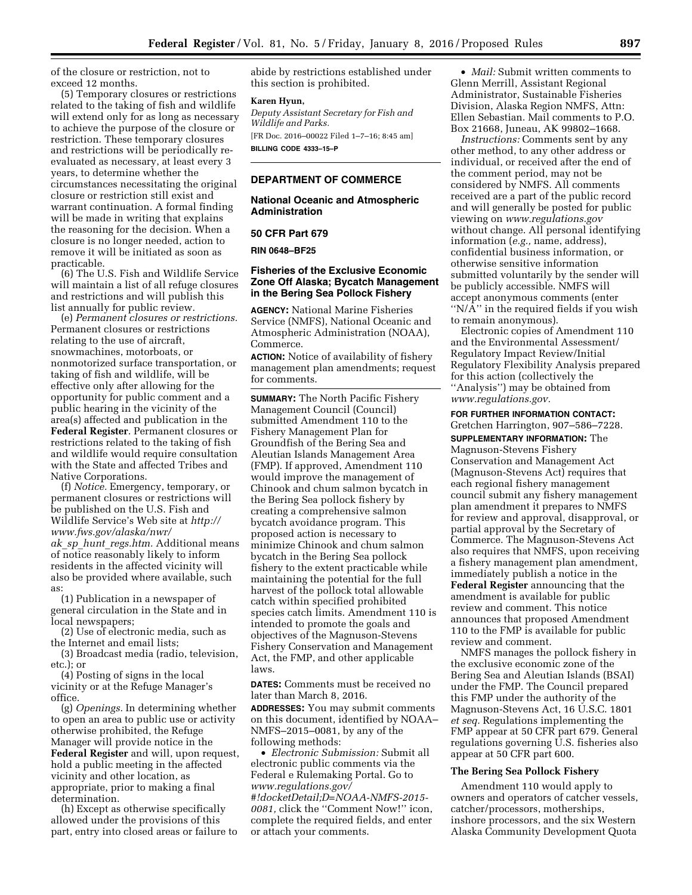of the closure or restriction, not to exceed 12 months.

(5) Temporary closures or restrictions related to the taking of fish and wildlife will extend only for as long as necessary to achieve the purpose of the closure or restriction. These temporary closures and restrictions will be periodically re-evaluated as necessary, at least every 3 years, to determine whether the circumstances necessitating the original closure or restriction still exist and warrant continuation. A formal finding will be made in writing that explains the reasoning for the decision. When a closure is no longer needed, action to remove it will be initiated as soon as practicable.

(6) The U.S. Fish and Wildlife Service will maintain a list of all refuge closures and restrictions and will publish this list annually for public review.

(e) *Permanent closures or restrictions.* Permanent closures or restrictions relating to the use of aircraft, snowmachines, motorboats, or nonmotorized surface transportation, or taking of fish and wildlife, will be effective only after allowing for the opportunity for public comment and a public hearing in the vicinity of the area(s) affected and publication in the **Federal Register**. Permanent closures or restrictions related to the taking of fish and wildlife would require consultation with the State and affected Tribes and Native Corporations.

(f) *Notice.* Emergency, temporary, or permanent closures or restrictions will be published on the U.S. Fish and Wildlife Service's Web site at *http://www.fws.gov/alaska/nwr/ak_sp_hunt_regs.htm.* Additional means of notice reasonably likely to inform residents in the affected vicinity will also be provided where available, such as:

(1) Publication in a newspaper of general circulation in the State and in local newspapers;

(2) Use of electronic media, such as the Internet and email lists;

(3) Broadcast media (radio, television, etc.); or

(4) Posting of signs in the local vicinity or at the Refuge Manager's office.

(g) *Openings.* In determining whether to open an area to public use or activity otherwise prohibited, the Refuge Manager will provide notice in the **Federal Register** and will, upon request, hold a public meeting in the affected vicinity and other location, as appropriate, prior to making a final determination.

(h) Except as otherwise specifically allowed under the provisions of this part, entry into closed areas or failure to abide by restrictions established under this section is prohibited.

**Karen Hyun,**

*Deputy Assistant Secretary for Fish and Wildlife and Parks.*

[FR Doc. 2016–00022 Filed 1–7–16; 8:45 am]

**BILLING CODE 4333–15–P**

---

## DEPARTMENT OF COMMERCE

### National Oceanic and Atmospheric Administration

### 50 CFR Part 679

**RIN 0648–BF25**

### Fisheries of the Exclusive Economic Zone Off Alaska; Bycatch Management in the Bering Sea Pollock Fishery

**AGENCY:** National Marine Fisheries Service (NMFS), National Oceanic and Atmospheric Administration (NOAA), Commerce.

**ACTION:** Notice of availability of fishery management plan amendments; request for comments.

**SUMMARY:** The North Pacific Fishery Management Council (Council) submitted Amendment 110 to the Fishery Management Plan for Groundfish of the Bering Sea and Aleutian Islands Management Area (FMP). If approved, Amendment 110 would improve the management of Chinook and chum salmon bycatch in the Bering Sea pollock fishery by creating a comprehensive salmon bycatch avoidance program. This proposed action is necessary to minimize Chinook and chum salmon bycatch in the Bering Sea pollock fishery to the extent practicable while maintaining the potential for the full harvest of the pollock total allowable catch within specified prohibited species catch limits. Amendment 110 is intended to promote the goals and objectives of the Magnuson-Stevens Fishery Conservation and Management Act, the FMP, and other applicable laws.

**DATES:** Comments must be received no later than March 8, 2016.

**ADDRESSES:** You may submit comments on this document, identified by NOAA–NMFS–2015–0081, by any of the following methods:

- *Electronic Submission:* Submit all electronic public comments via the Federal e Rulemaking Portal. Go to *www.regulations.gov/#!docketDetail;D=NOAA-NMFS-2015-0081,* click the "Comment Now!" icon, complete the required fields, and enter or attach your comments.
- *Mail:* Submit written comments to Glenn Merrill, Assistant Regional Administrator, Sustainable Fisheries Division, Alaska Region NMFS, Attn: Ellen Sebastian. Mail comments to P.O. Box 21668, Juneau, AK 99802–1668.

*Instructions:* Comments sent by any other method, to any other address or individual, or received after the end of the comment period, may not be considered by NMFS. All comments received are a part of the public record and will generally be posted for public viewing on *www.regulations.gov* without change. All personal identifying information (*e.g.,* name, address), confidential business information, or otherwise sensitive information submitted voluntarily by the sender will be publicly accessible. NMFS will accept anonymous comments (enter "N/A" in the required fields if you wish to remain anonymous).

Electronic copies of Amendment 110 and the Environmental Assessment/Regulatory Impact Review/Initial Regulatory Flexibility Analysis prepared for this action (collectively the "Analysis") may be obtained from *www.regulations.gov.*

**FOR FURTHER INFORMATION CONTACT:** Gretchen Harrington, 907–586–7228.

**SUPPLEMENTARY INFORMATION:** The Magnuson-Stevens Fishery Conservation and Management Act (Magnuson-Stevens Act) requires that each regional fishery management council submit any fishery management plan amendment it prepares to NMFS for review and approval, disapproval, or partial approval by the Secretary of Commerce. The Magnuson-Stevens Act also requires that NMFS, upon receiving a fishery management plan amendment, immediately publish a notice in the **Federal Register** announcing that the amendment is available for public review and comment. This notice announces that proposed Amendment 110 to the FMP is available for public review and comment.

NMFS manages the pollock fishery in the exclusive economic zone of the Bering Sea and Aleutian Islands (BSAI) under the FMP. The Council prepared this FMP under the authority of the Magnuson-Stevens Act, 16 U.S.C. 1801 *et seq.* Regulations implementing the FMP appear at 50 CFR part 679. General regulations governing U.S. fisheries also appear at 50 CFR part 600.

#### The Bering Sea Pollock Fishery

Amendment 110 would apply to owners and operators of catcher vessels, catcher/processors, motherships, inshore processors, and the six Western Alaska Community Development Quota